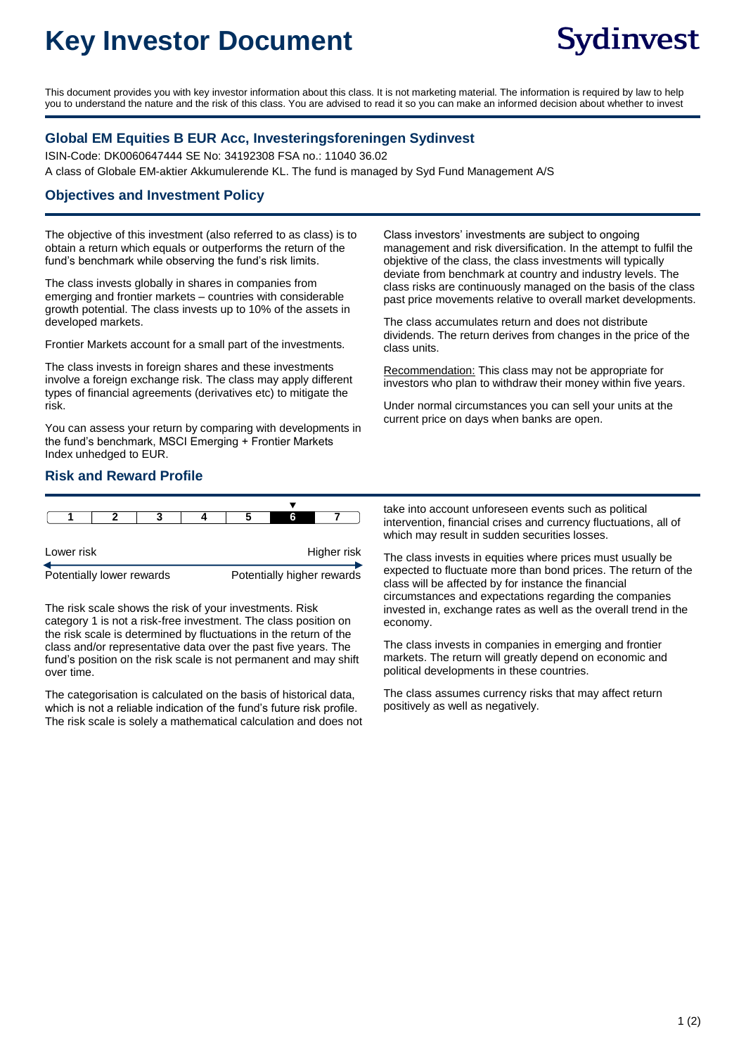# Key Investor Document

Sydinvest

This document provides you with key investor information about this class. It is not marketing material. The information is required by law to help you to understand the nature and the risk of this class. You are advised to read it so you can make an informed decision about whether to invest

## Global EM Equities B EUR Acc, Investeringsforeningen Sydinvest

ISIN-Code: DK0060647444 SE No: 34192308 FSA no.: 11040 36.02

A class of Globale EM-aktier Akkumulerende KL. The fund is managed by Syd Fund Management A/S

## Objectives and Investment Policy

The objective of this investment (also referred to as class) is to obtain a return which equals or outperforms the return of the fund's benchmark while observing the fund's risk limits.

The class invests globally in shares in companies from emerging and frontier markets – countries with considerable growth potential. The class invests up to 10% of the assets in developed markets.

Frontier Markets account for a small part of the investments.

The class invests in foreign shares and these investments involve a foreign exchange risk. The class may apply different types of financial agreements (derivatives etc) to mitigate the risk.

You can assess your return by comparing with developments in the fund's benchmark, MSCI Emerging + Frontier Markets Index unhedged to EUR.

Class investors' investments are subject to ongoing management and risk diversification. In the attempt to fulfil the objektive of the class, the class investments will typically deviate from benchmark at country and industry levels. The class risks are continuously managed on the basis of the class past price movements relative to overall market developments.

The class accumulates return and does not distribute dividends. The return derives from changes in the price of the class units.

Recommendation: This class may not be appropriate for investors who plan to withdraw their money within five years.

Under normal circumstances you can sell your units at the current price on days when banks are open.

## Risk and Reward Profile

| 1 | 2 | 3 | 4 | 5 | **6** ▼ | 7 |
|---|---|---|---|---|---|---|

Lower risk — Higher risk

Potentially lower rewards — Potentially higher rewards

The risk scale shows the risk of your investments. Risk category 1 is not a risk-free investment. The class position on the risk scale is determined by fluctuations in the return of the class and/or representative data over the past five years. The fund's position on the risk scale is not permanent and may shift over time.

The categorisation is calculated on the basis of historical data, which is not a reliable indication of the fund's future risk profile. The risk scale is solely a mathematical calculation and does not take into account unforeseen events such as political intervention, financial crises and currency fluctuations, all of which may result in sudden securities losses.

The class invests in equities where prices must usually be expected to fluctuate more than bond prices. The return of the class will be affected by for instance the financial circumstances and expectations regarding the companies invested in, exchange rates as well as the overall trend in the economy.

The class invests in companies in emerging and frontier markets. The return will greatly depend on economic and political developments in these countries.

The class assumes currency risks that may affect return positively as well as negatively.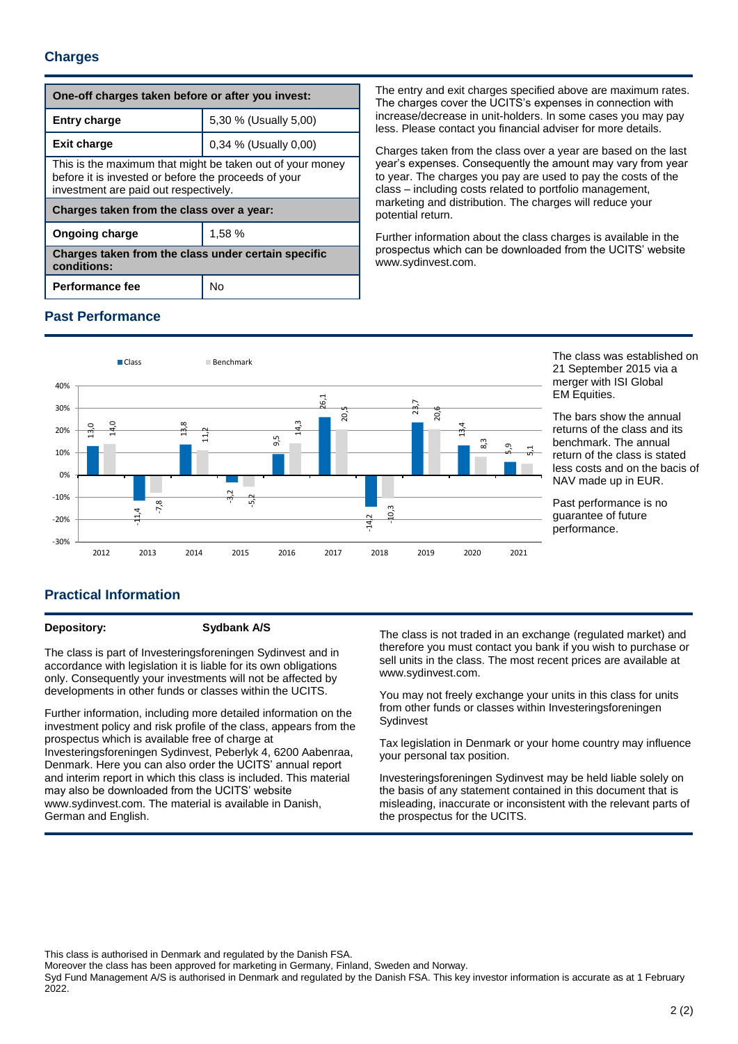## Charges

| One-off charges taken before or after you invest: | |
|---|---|
| **Entry charge** | 5,30 % (Usually 5,00) |
| **Exit charge** | 0,34 % (Usually 0,00) |
| This is the maximum that might be taken out of your money before it is invested or before the proceeds of your investment are paid out respectively. | |
| **Charges taken from the class over a year:** | |
| **Ongoing charge** | 1,58 % |
| **Charges taken from the class under certain specific conditions:** | |
| **Performance fee** | No |

The entry and exit charges specified above are maximum rates. The charges cover the UCITS's expenses in connection with increase/decrease in unit-holders. In some cases you may pay less. Please contact you financial adviser for more details.

Charges taken from the class over a year are based on the last year's expenses. Consequently the amount may vary from year to year. The charges you pay are used to pay the costs of the class – including costs related to portfolio management, marketing and distribution. The charges will reduce your potential return.

Further information about the class charges is available in the prospectus which can be downloaded from the UCITS' website www.sydinvest.com.

## Past Performance

Class
Benchmark

40%
30%
20%
10%
0%
-10%
-20%
-30%

2012: 13,0 / 14,0
2013: -11,4 / -7,8
2014: 13,8 / 11,2
2015: -3,2 / -5,2
2016: 9,5 / 14,3
2017: 26,1 / 20,5
2018: -14,2 / -10,3
2019: 23,7 / 20,6
2020: 13,4 / 8,3
2021: 5,9 / 5,1

The class was established on 21 September 2015 via a merger with ISI Global EM Equities.

The bars show the annual returns of the class and its benchmark. The annual return of the class is stated less costs and on the bacis of NAV made up in EUR.

Past performance is no guarantee of future performance.

## Practical Information

**Depository:** **Sydbank A/S**

The class is part of Investeringsforeningen Sydinvest and in accordance with legislation it is liable for its own obligations only. Consequently your investments will not be affected by developments in other funds or classes within the UCITS.

Further information, including more detailed information on the investment policy and risk profile of the class, appears from the prospectus which is available free of charge at Investeringsforeningen Sydinvest, Peberlyk 4, 6200 Aabenraa, Denmark. Here you can also order the UCITS' annual report and interim report in which this class is included. This material may also be downloaded from the UCITS' website www.sydinvest.com. The material is available in Danish, German and English.

The class is not traded in an exchange (regulated market) and therefore you must contact you bank if you wish to purchase or sell units in the class. The most recent prices are available at www.sydinvest.com.

You may not freely exchange your units in this class for units from other funds or classes within Investeringsforeningen Sydinvest

Tax legislation in Denmark or your home country may influence your personal tax position.

Investeringsforeningen Sydinvest may be held liable solely on the basis of any statement contained in this document that is misleading, inaccurate or inconsistent with the relevant parts of the prospectus for the UCITS.

This class is authorised in Denmark and regulated by the Danish FSA.
Moreover the class has been approved for marketing in Germany, Finland, Sweden and Norway.
Syd Fund Management A/S is authorised in Denmark and regulated by the Danish FSA. This key investor information is accurate as at 1 February 2022.